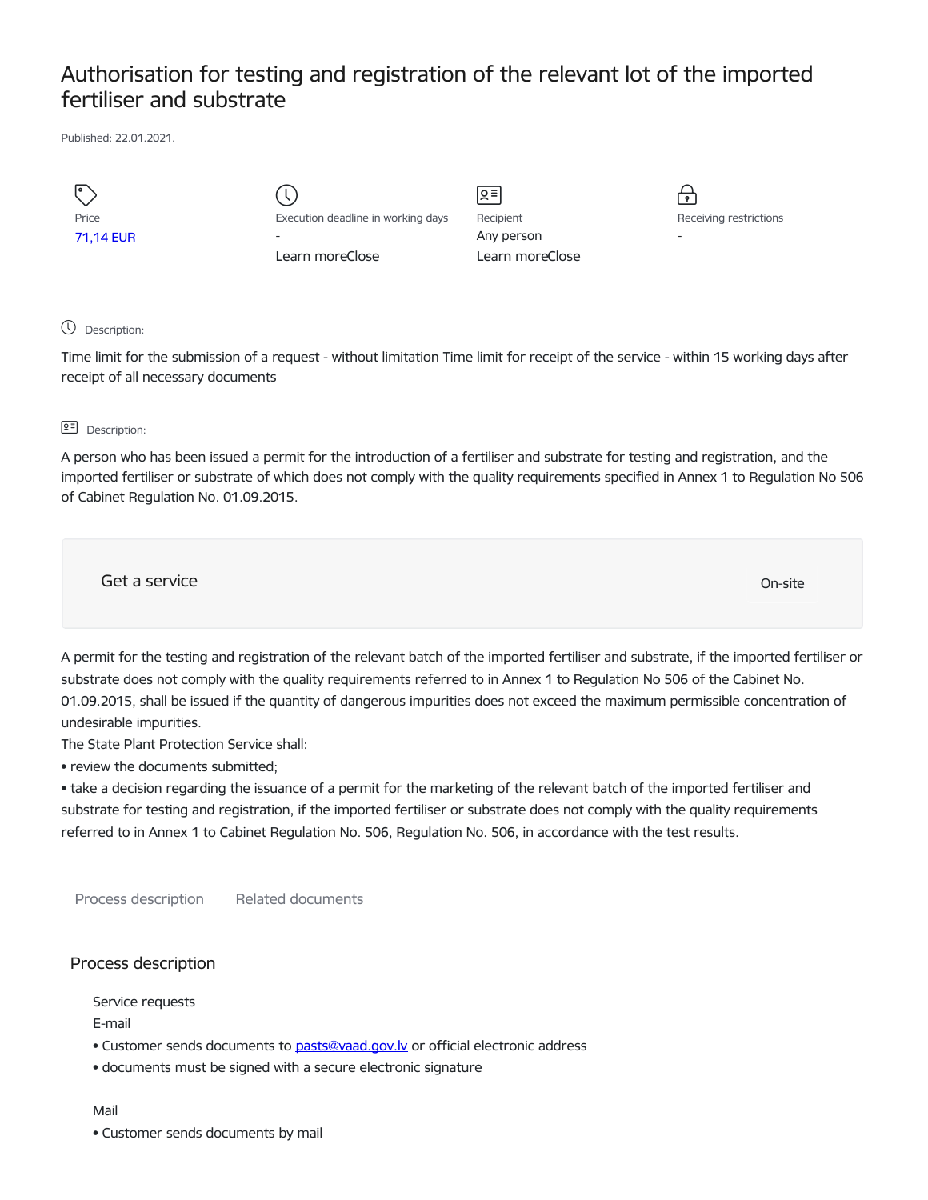# Authorisation for testing and registration of the relevant lot of the imported fertiliser and substrate

Published: 22.01.2021.

Price
71,14 EUR

Execution deadline in working days
-
Learn moreClose

Recipient
Any person
Learn moreClose

Receiving restrictions
-

Description:

Time limit for the submission of a request - without limitation Time limit for receipt of the service - within 15 working days after receipt of all necessary documents

Description:

A person who has been issued a permit for the introduction of a fertiliser and substrate for testing and registration, and the imported fertiliser or substrate of which does not comply with the quality requirements specified in Annex 1 to Regulation No 506 of Cabinet Regulation No. 01.09.2015.

Get a service

On-site

A permit for the testing and registration of the relevant batch of the imported fertiliser and substrate, if the imported fertiliser or substrate does not comply with the quality requirements referred to in Annex 1 to Regulation No 506 of the Cabinet No. 01.09.2015, shall be issued if the quantity of dangerous impurities does not exceed the maximum permissible concentration of undesirable impurities.

The State Plant Protection Service shall:

- review the documents submitted;
- take a decision regarding the issuance of a permit for the marketing of the relevant batch of the imported fertiliser and substrate for testing and registration, if the imported fertiliser or substrate does not comply with the quality requirements referred to in Annex 1 to Cabinet Regulation No. 506, Regulation No. 506, in accordance with the test results.

Process description    Related documents

## Process description

Service requests

E-mail

- Customer sends documents to pasts@vaad.gov.lv or official electronic address
- documents must be signed with a secure electronic signature

Mail

- Customer sends documents by mail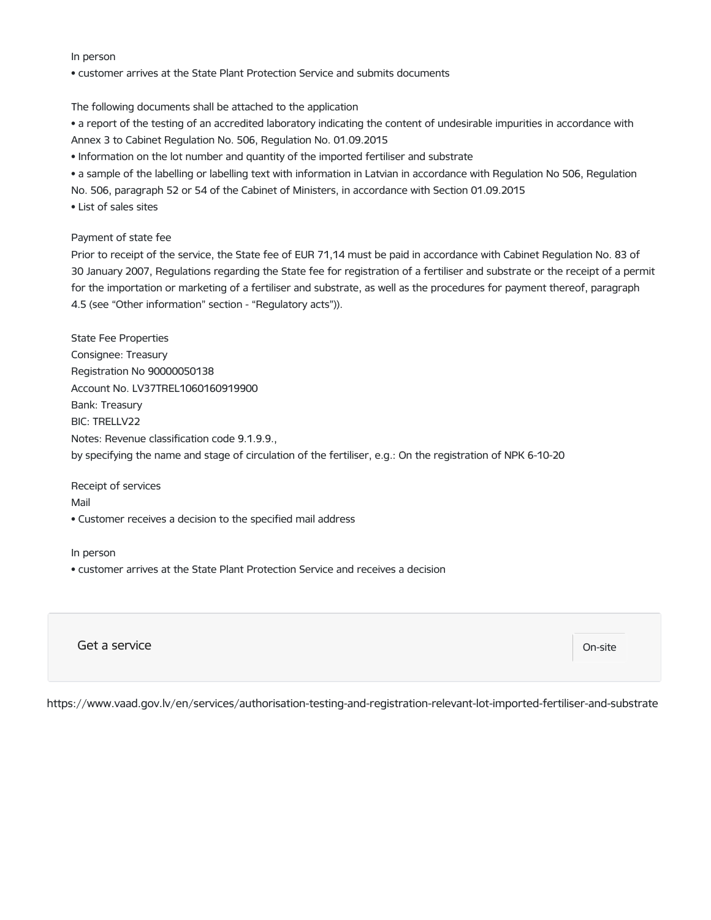In person

- customer arrives at the State Plant Protection Service and submits documents

The following documents shall be attached to the application

- a report of the testing of an accredited laboratory indicating the content of undesirable impurities in accordance with Annex 3 to Cabinet Regulation No. 506, Regulation No. 01.09.2015
- Information on the lot number and quantity of the imported fertiliser and substrate
- a sample of the labelling or labelling text with information in Latvian in accordance with Regulation No 506, Regulation No. 506, paragraph 52 or 54 of the Cabinet of Ministers, in accordance with Section 01.09.2015
- List of sales sites

Payment of state fee

Prior to receipt of the service, the State fee of EUR 71,14 must be paid in accordance with Cabinet Regulation No. 83 of 30 January 2007, Regulations regarding the State fee for registration of a fertiliser and substrate or the receipt of a permit for the importation or marketing of a fertiliser and substrate, as well as the procedures for payment thereof, paragraph 4.5 (see "Other information" section - "Regulatory acts")).

State Fee Properties
Consignee: Treasury
Registration No 90000050138
Account No. LV37TREL1060160919900
Bank: Treasury
BIC: TRELLV22
Notes: Revenue classification code 9.1.9.9.,
by specifying the name and stage of circulation of the fertiliser, e.g.: On the registration of NPK 6-10-20

Receipt of services

Mail

- Customer receives a decision to the specified mail address

In person

- customer arrives at the State Plant Protection Service and receives a decision

Get a service On-site

https://www.vaad.gov.lv/en/services/authorisation-testing-and-registration-relevant-lot-imported-fertiliser-and-substrate